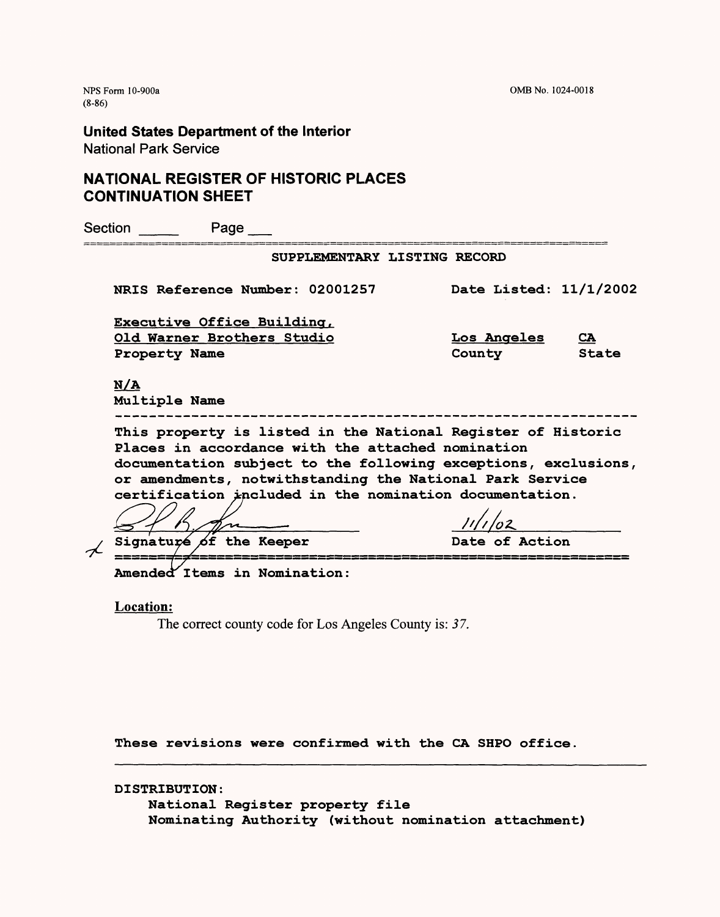NPS Form 10-900a
(8-86)

OMB No. 1024-0018

**United States Department of the Interior**
National Park Service

## NATIONAL REGISTER OF HISTORIC PLACES CONTINUATION SHEET

Section _____ Page ___

**SUPPLEMENTARY LISTING RECORD**

**NRIS Reference Number: 02001257** **Date Listed: 11/1/2002**

| | | |
|---|---|---|
| **Executive Office Building, Old Warner Brothers Studio** | **Los Angeles** | **CA** |
| **Property Name** | **County** | **State** |

**N/A**
**Multiple Name**

---

**This property is listed in the National Register of Historic Places in accordance with the attached nomination documentation subject to the following exceptions, exclusions, or amendments, notwithstanding the National Park Service certification included in the nomination documentation.**

| | |
|---|---|
| | 11/1/02 |
| **Signature of the Keeper** | **Date of Action** |

---

**Amended Items in Nomination:**

**Location:**

The correct county code for Los Angeles County is: *37.*

**These revisions were confirmed with the CA SHPO office.**

---

**DISTRIBUTION:**

**National Register property file**
**Nominating Authority (without nomination attachment)**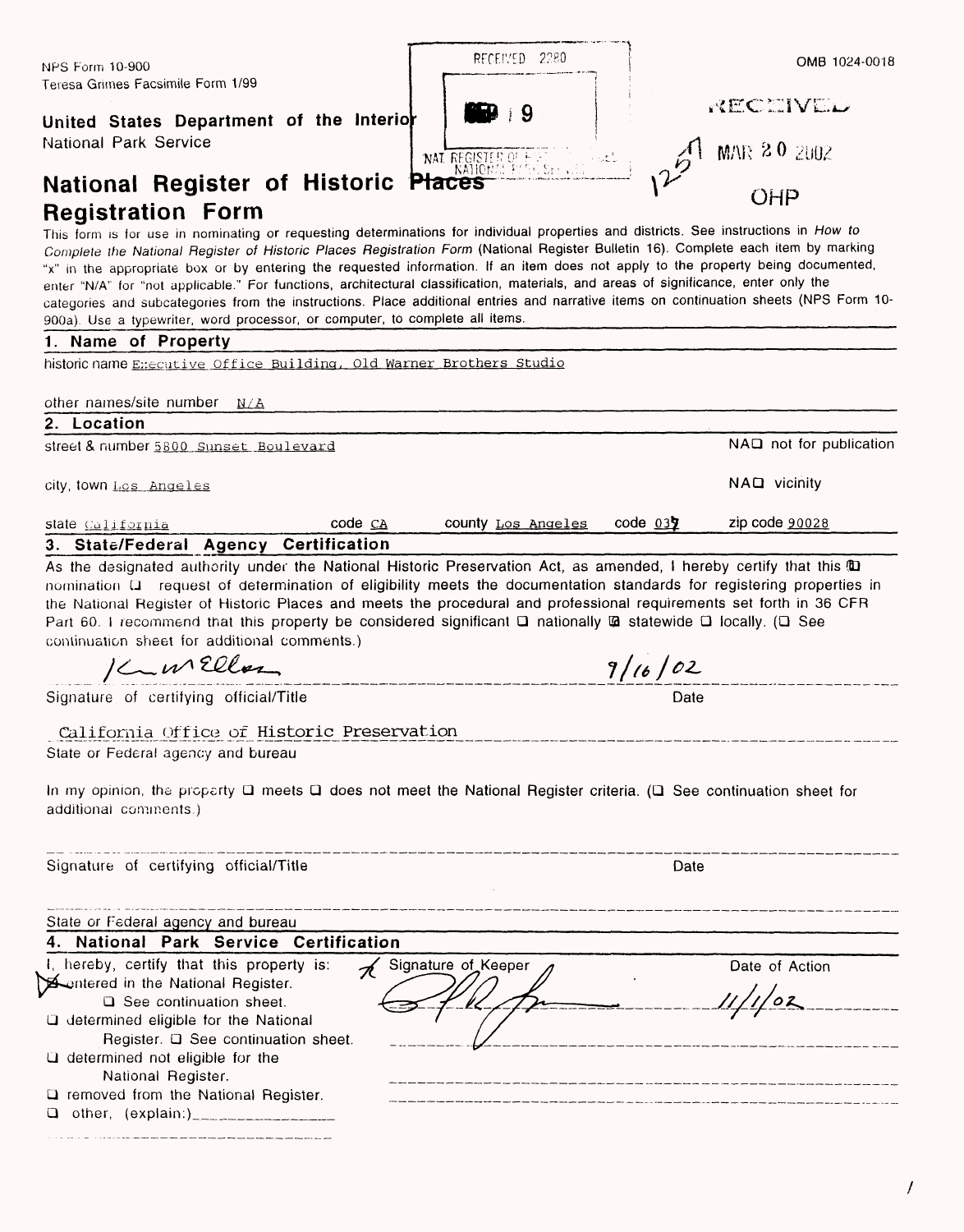NPS Form 10-900
Teresa Grimes Facsimile Form 1/99

OMB 1024-0018

RECEIVED 2280

SEP 19

NAT. REGISTER OF HISTORIC PLACES NATIONAL PARK SERVICE

RECEIVED

MAR 20 2002

OHP

125

**United States Department of the Interior**
National Park Service

# National Register of Historic Places Registration Form

This form is for use in nominating or requesting determinations for individual properties and districts. See instructions in *How to Complete the National Register of Historic Places Registration Form* (National Register Bulletin 16). Complete each item by marking "x" in the appropriate box or by entering the requested information. If an item does not apply to the property being documented, enter "N/A" for "not applicable." For functions, architectural classification, materials, and areas of significance, enter only the categories and subcategories from the instructions. Place additional entries and narrative items on continuation sheets (NPS Form 10-900a). Use a typewriter, word processor, or computer, to complete all items.

## 1. Name of Property

historic name Executive Office Building, Old Warner Brothers Studio

other names/site number N/A

## 2. Location

street & number 5800 Sunset Boulevard — NA☐ not for publication

city, town Los Angeles — NA☐ vicinity

state California — code CA — county Los Angeles — code 037 — zip code 90028

## 3. State/Federal Agency Certification

As the designated authority under the National Historic Preservation Act, as amended, I hereby certify that this ☒ nomination ☐ request of determination of eligibility meets the documentation standards for registering properties in the National Register of Historic Places and meets the procedural and professional requirements set forth in 36 CFR Part 60. I recommend that this property be considered significant ☐ nationally ☒ statewide ☐ locally. (☐ See continuation sheet for additional comments.)

K W Ellos — 9/16/02

Signature of certifying official/Title — Date

California Office of Historic Preservation

State or Federal agency and bureau

In my opinion, the property ☐ meets ☐ does not meet the National Register criteria. (☐ See continuation sheet for additional comments.)

Signature of certifying official/Title — Date

State or Federal agency and bureau

## 4. National Park Service Certification

I, hereby, certify that this property is:

- ☒ entered in the National Register.
  - ☐ See continuation sheet.
- ☐ determined eligible for the National Register. ☐ See continuation sheet.
- ☐ determined not eligible for the National Register.
- ☐ removed from the National Register.
- ☐ other, (explain:)\_\_\_\_\_\_\_\_\_\_\_\_\_\_

Signature of Keeper — Date of Action

11/1/02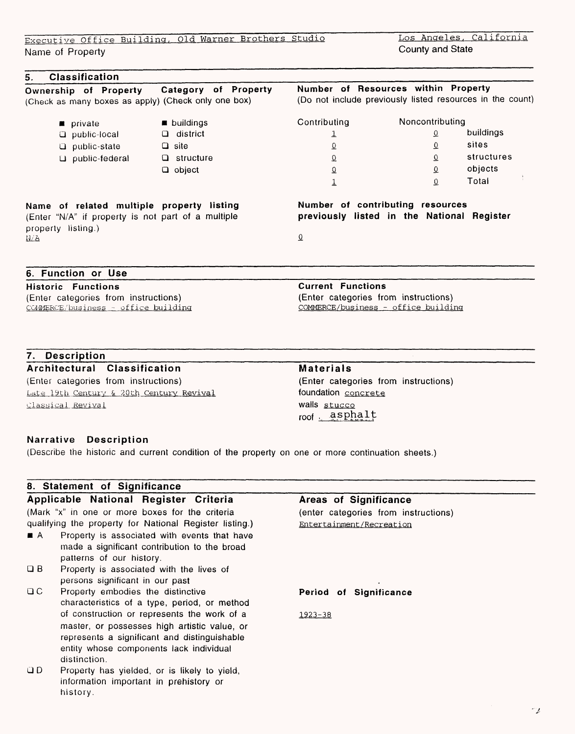Executive Office Building, Old Warner Brothers Studio
Name of Property

Los Angeles, California
County and State

## 5. Classification

**Ownership of Property**
(Check as many boxes as apply)

- ■ private
- ☐ public-local
- ☐ public-state
- ☐ public-federal

**Category of Property**
(Check only one box)

- ■ buildings
- ☐ district
- ☐ site
- ☐ structure
- ☐ object

**Number of Resources within Property**
(Do not include previously listed resources in the count)

| Contributing | Noncontributing | |
|---|---|---|
| 1 | 0 | buildings |
| 0 | 0 | sites |
| 0 | 0 | structures |
| 0 | 0 | objects |
| 1 | 0 | Total |

**Name of related multiple property listing**
(Enter "N/A" if property is not part of a multiple property listing.)
N/A

**Number of contributing resources previously listed in the National Register**
0

## 6. Function or Use

**Historic Functions**
(Enter categories from instructions)
COMMERCE/business - office building

**Current Functions**
(Enter categories from instructions)
COMMERCE/business - office building

## 7. Description

**Architectural Classification**
(Enter categories from instructions)
Late 19th Century & 20th Century Revival
Classical Revival

**Materials**
(Enter categories from instructions)
foundation concrete
walls stucco
roof asphalt

**Narrative Description**
(Describe the historic and current condition of the property on one or more continuation sheets.)

## 8. Statement of Significance

**Applicable National Register Criteria**
(Mark "x" in one or more boxes for the criteria qualifying the property for National Register listing.)

- ■ A Property is associated with events that have made a significant contribution to the broad patterns of our history.
- ☐ B Property is associated with the lives of persons significant in our past
- ☐ C Property embodies the distinctive characteristics of a type, period, or method of construction or represents the work of a master, or possesses high artistic value, or represents a significant and distinguishable entity whose components lack individual distinction.
- ☐ D Property has yielded, or is likely to yield, information important in prehistory or history.

**Areas of Significance**
(enter categories from instructions)
Entertainment/Recreation

**Period of Significance**

1923-38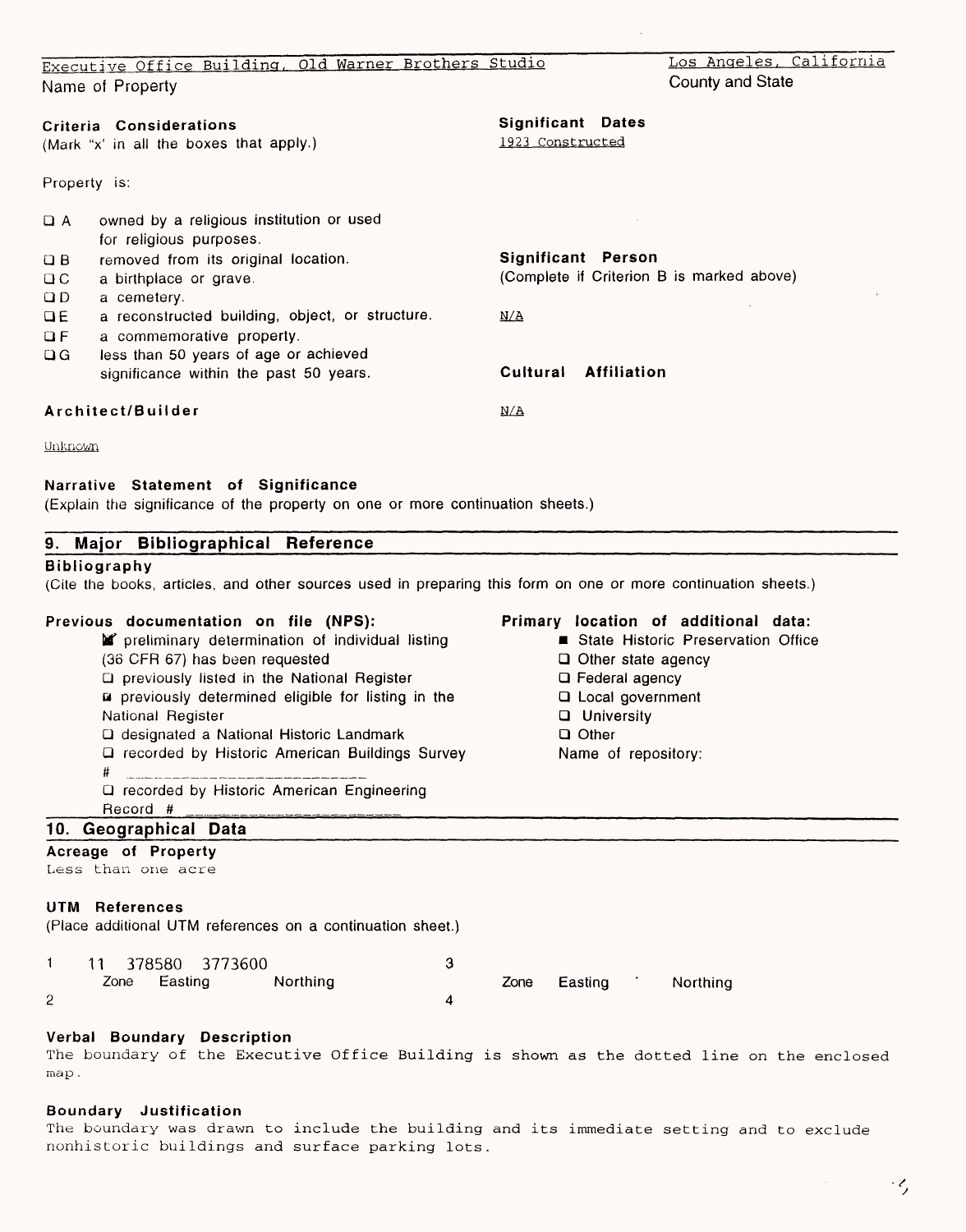Executive Office Building, Old Warner Brothers Studio — Name of Property

Los Angeles, California — County and State

**Criteria Considerations**
(Mark "x" in all the boxes that apply.)

Property is:

- ☐ A owned by a religious institution or used for religious purposes.
- ☐ B removed from its original location.
- ☐ C a birthplace or grave.
- ☐ D a cemetery.
- ☐ E a reconstructed building, object, or structure.
- ☐ F a commemorative property.
- ☐ G less than 50 years of age or achieved significance within the past 50 years.

**Significant Dates**
1923 Constructed

**Significant Person**
(Complete if Criterion B is marked above)

N/A

**Cultural Affiliation**

N/A

**Architect/Builder**

Unknown

**Narrative Statement of Significance**
(Explain the significance of the property on one or more continuation sheets.)

## 9. Major Bibliographical Reference

**Bibliography**
(Cite the books, articles, and other sources used in preparing this form on one or more continuation sheets.)

**Previous documentation on file (NPS):**

- ☒ preliminary determination of individual listing (36 CFR 67) has been requested
- ☐ previously listed in the National Register
- ☒ previously determined eligible for listing in the National Register
- ☐ designated a National Historic Landmark
- ☐ recorded by Historic American Buildings Survey # \_\_\_\_\_\_\_\_\_\_
- ☐ recorded by Historic American Engineering Record # \_\_\_\_\_\_\_\_\_\_

**Primary location of additional data:**

- ■ State Historic Preservation Office
- ☐ Other state agency
- ☐ Federal agency
- ☐ Local government
- ☐ University
- ☐ Other

Name of repository:

## 10. Geographical Data

**Acreage of Property**
Less than one acre

**UTM References**
(Place additional UTM references on a continuation sheet.)

| | Zone | Easting | Northing | | Zone | Easting | Northing |
|---|---|---|---|---|---|---|---|
| 1 | 11 | 378580 | 3773600 | 3 | | | |
| 2 | | | | 4 | | | |

**Verbal Boundary Description**
The boundary of the Executive Office Building is shown as the dotted line on the enclosed map.

**Boundary Justification**
The boundary was drawn to include the building and its immediate setting and to exclude nonhistoric buildings and surface parking lots.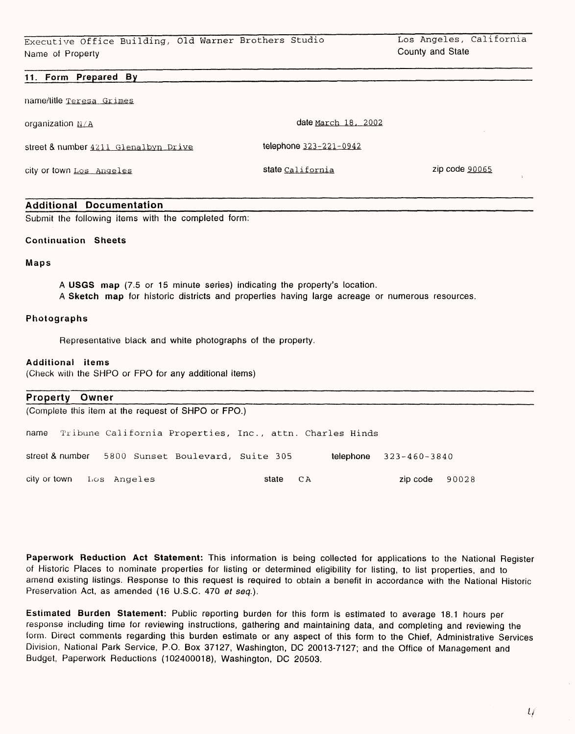Executive Office Building, Old Warner Brothers Studio
Name of Property

Los Angeles, California
County and State

## 11. Form Prepared By

name/title Teresa Grimes

organization N/A

date March 18, 2002

street & number 4211 Glenalbyn Drive

telephone 323-221-0942

city or town Los Angeles

state California

zip code 90065

## Additional Documentation

Submit the following items with the completed form:

**Continuation Sheets**

**Maps**

A **USGS map** (7.5 or 15 minute series) indicating the property's location.
A **Sketch map** for historic districts and properties having large acreage or numerous resources.

**Photographs**

Representative black and white photographs of the property.

**Additional items**
(Check with the SHPO or FPO for any additional items)

## Property Owner

(Complete this item at the request of SHPO or FPO.)

name Tribune California Properties, Inc., attn. Charles Hinds

street & number 5800 Sunset Boulevard, Suite 305

telephone 323-460-3840

city or town Los Angeles

state CA

zip code 90028

**Paperwork Reduction Act Statement:** This information is being collected for applications to the National Register of Historic Places to nominate properties for listing or determined eligibility for listing, to list properties, and to amend existing listings. Response to this request is required to obtain a benefit in accordance with the National Historic Preservation Act, as amended (16 U.S.C. 470 *et seq.*).

**Estimated Burden Statement:** Public reporting burden for this form is estimated to average 18.1 hours per response including time for reviewing instructions, gathering and maintaining data, and completing and reviewing the form. Direct comments regarding this burden estimate or any aspect of this form to the Chief, Administrative Services Division, National Park Service, P.O. Box 37127, Washington, DC 20013-7127; and the Office of Management and Budget, Paperwork Reductions (102400018), Washington, DC 20503.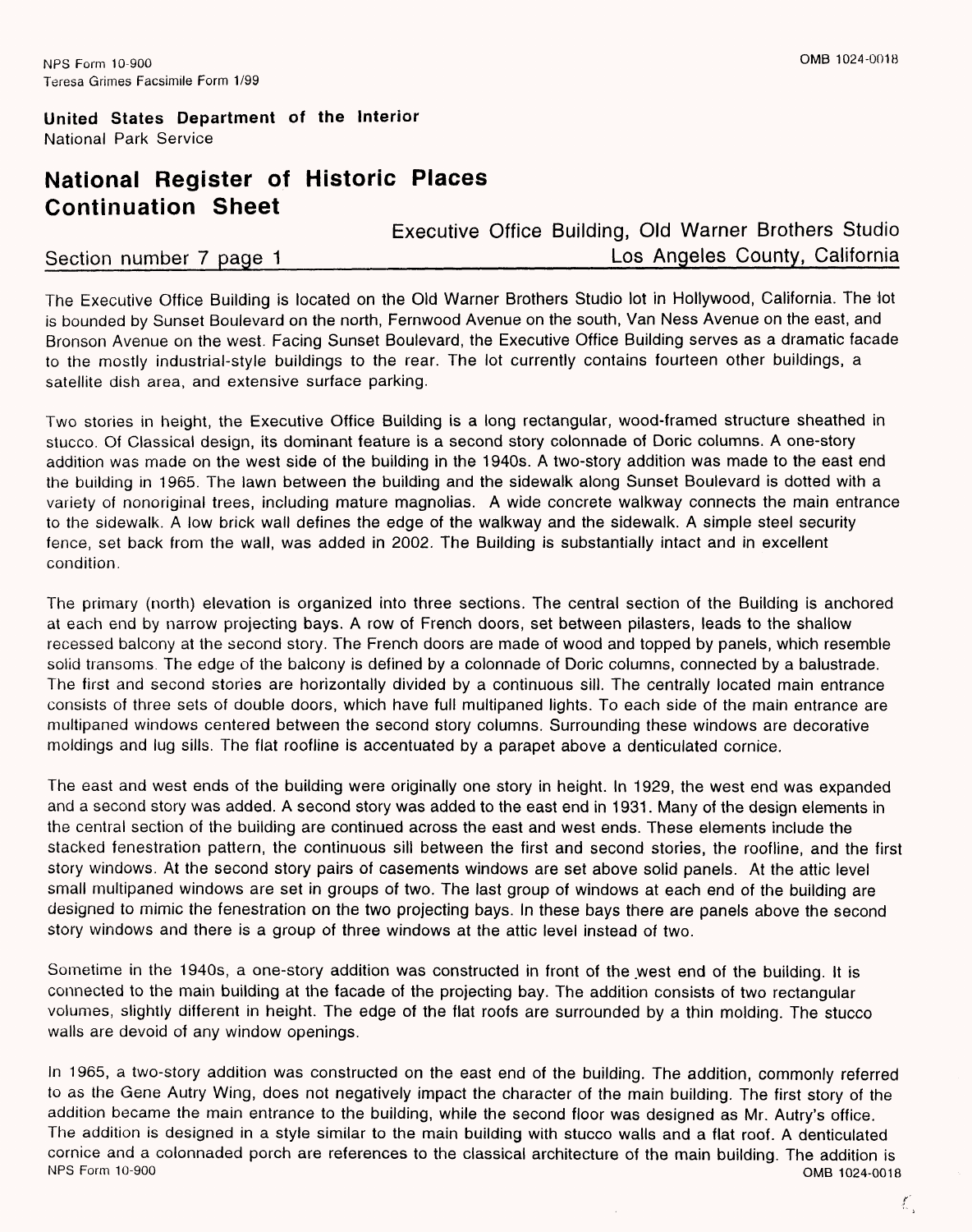NPS Form 10-900
Teresa Grimes Facsimile Form 1/99

**United States Department of the Interior**
National Park Service

## National Register of Historic Places Continuation Sheet

Executive Office Building, Old Warner Brothers Studio
Los Angeles County, California

Section number 7 page 1

The Executive Office Building is located on the Old Warner Brothers Studio lot in Hollywood, California. The lot is bounded by Sunset Boulevard on the north, Fernwood Avenue on the south, Van Ness Avenue on the east, and Bronson Avenue on the west. Facing Sunset Boulevard, the Executive Office Building serves as a dramatic facade to the mostly industrial-style buildings to the rear. The lot currently contains fourteen other buildings, a satellite dish area, and extensive surface parking.

Two stories in height, the Executive Office Building is a long rectangular, wood-framed structure sheathed in stucco. Of Classical design, its dominant feature is a second story colonnade of Doric columns. A one-story addition was made on the west side of the building in the 1940s. A two-story addition was made to the east end the building in 1965. The lawn between the building and the sidewalk along Sunset Boulevard is dotted with a variety of nonoriginal trees, including mature magnolias. A wide concrete walkway connects the main entrance to the sidewalk. A low brick wall defines the edge of the walkway and the sidewalk. A simple steel security fence, set back from the wall, was added in 2002. The Building is substantially intact and in excellent condition.

The primary (north) elevation is organized into three sections. The central section of the Building is anchored at each end by narrow projecting bays. A row of French doors, set between pilasters, leads to the shallow recessed balcony at the second story. The French doors are made of wood and topped by panels, which resemble solid transoms. The edge of the balcony is defined by a colonnade of Doric columns, connected by a balustrade. The first and second stories are horizontally divided by a continuous sill. The centrally located main entrance consists of three sets of double doors, which have full multipaned lights. To each side of the main entrance are multipaned windows centered between the second story columns. Surrounding these windows are decorative moldings and lug sills. The flat roofline is accentuated by a parapet above a denticulated cornice.

The east and west ends of the building were originally one story in height. In 1929, the west end was expanded and a second story was added. A second story was added to the east end in 1931. Many of the design elements in the central section of the building are continued across the east and west ends. These elements include the stacked fenestration pattern, the continuous sill between the first and second stories, the roofline, and the first story windows. At the second story pairs of casements windows are set above solid panels. At the attic level small multipaned windows are set in groups of two. The last group of windows at each end of the building are designed to mimic the fenestration on the two projecting bays. In these bays there are panels above the second story windows and there is a group of three windows at the attic level instead of two.

Sometime in the 1940s, a one-story addition was constructed in front of the west end of the building. It is connected to the main building at the facade of the projecting bay. The addition consists of two rectangular volumes, slightly different in height. The edge of the flat roofs are surrounded by a thin molding. The stucco walls are devoid of any window openings.

In 1965, a two-story addition was constructed on the east end of the building. The addition, commonly referred to as the Gene Autry Wing, does not negatively impact the character of the main building. The first story of the addition became the main entrance to the building, while the second floor was designed as Mr. Autry's office. The addition is designed in a style similar to the main building with stucco walls and a flat roof. A denticulated cornice and a colonnaded porch are references to the classical architecture of the main building. The addition is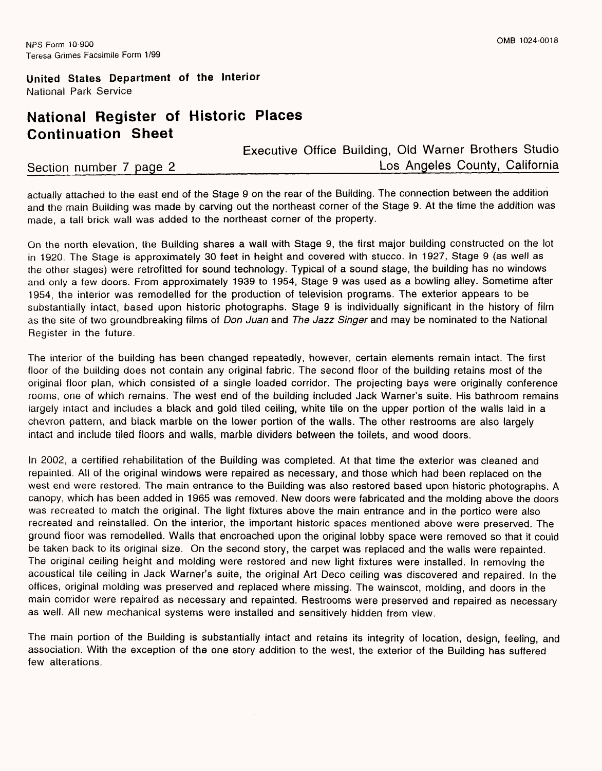actually attached to the east end of the Stage 9 on the rear of the Building. The connection between the addition and the main Building was made by carving out the northeast corner of the Stage 9. At the time the addition was made, a tall brick wall was added to the northeast corner of the property.

On the north elevation, the Building shares a wall with Stage 9, the first major building constructed on the lot in 1920. The Stage is approximately 30 feet in height and covered with stucco. In 1927, Stage 9 (as well as the other stages) were retrofitted for sound technology. Typical of a sound stage, the building has no windows and only a few doors. From approximately 1939 to 1954, Stage 9 was used as a bowling alley. Sometime after 1954, the interior was remodelled for the production of television programs. The exterior appears to be substantially intact, based upon historic photographs. Stage 9 is individually significant in the history of film as the site of two groundbreaking films of *Don Juan* and *The Jazz Singer* and may be nominated to the National Register in the future.

The interior of the building has been changed repeatedly, however, certain elements remain intact. The first floor of the building does not contain any original fabric. The second floor of the building retains most of the original floor plan, which consisted of a single loaded corridor. The projecting bays were originally conference rooms, one of which remains. The west end of the building included Jack Warner's suite. His bathroom remains largely intact and includes a black and gold tiled ceiling, white tile on the upper portion of the walls laid in a chevron pattern, and black marble on the lower portion of the walls. The other restrooms are also largely intact and include tiled floors and walls, marble dividers between the toilets, and wood doors.

In 2002, a certified rehabilitation of the Building was completed. At that time the exterior was cleaned and repainted. All of the original windows were repaired as necessary, and those which had been replaced on the west end were restored. The main entrance to the Building was also restored based upon historic photographs. A canopy, which has been added in 1965 was removed. New doors were fabricated and the molding above the doors was recreated to match the original. The light fixtures above the main entrance and in the portico were also recreated and reinstalled. On the interior, the important historic spaces mentioned above were preserved. The ground floor was remodelled. Walls that encroached upon the original lobby space were removed so that it could be taken back to its original size. On the second story, the carpet was replaced and the walls were repainted. The original ceiling height and molding were restored and new light fixtures were installed. In removing the acoustical tile ceiling in Jack Warner's suite, the original Art Deco ceiling was discovered and repaired. In the offices, original molding was preserved and replaced where missing. The wainscot, molding, and doors in the main corridor were repaired as necessary and repainted. Restrooms were preserved and repaired as necessary as well. All new mechanical systems were installed and sensitively hidden from view.

The main portion of the Building is substantially intact and retains its integrity of location, design, feeling, and association. With the exception of the one story addition to the west, the exterior of the Building has suffered few alterations.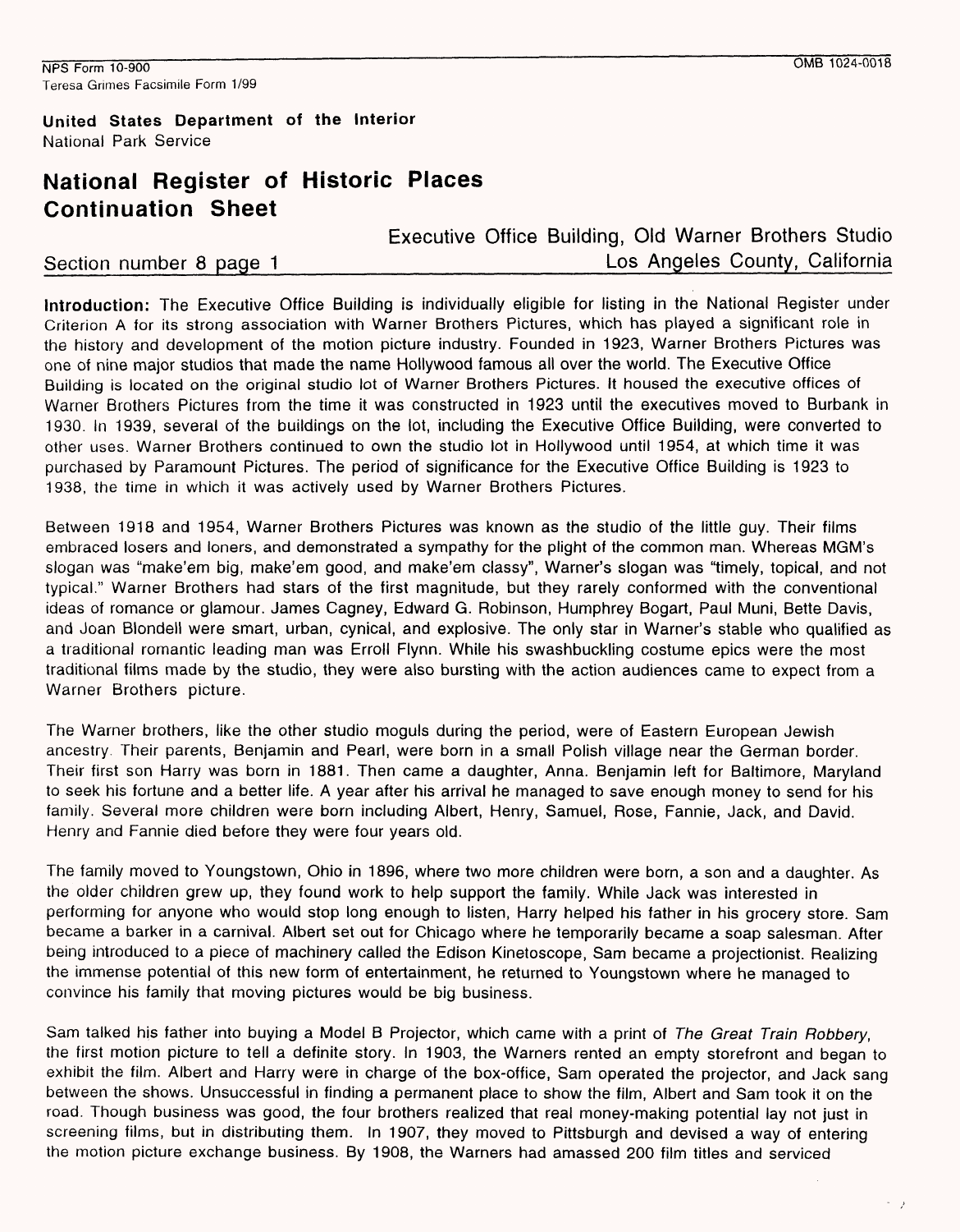NPS Form 10-900
Teresa Grimes Facsimile Form 1/99

OMB 1024-0018

**United States Department of the Interior**
National Park Service

## National Register of Historic Places Continuation Sheet

Executive Office Building, Old Warner Brothers Studio
Section number 8 page 1 Los Angeles County, California

**Introduction:** The Executive Office Building is individually eligible for listing in the National Register under Criterion A for its strong association with Warner Brothers Pictures, which has played a significant role in the history and development of the motion picture industry. Founded in 1923, Warner Brothers Pictures was one of nine major studios that made the name Hollywood famous all over the world. The Executive Office Building is located on the original studio lot of Warner Brothers Pictures. It housed the executive offices of Warner Brothers Pictures from the time it was constructed in 1923 until the executives moved to Burbank in 1930. In 1939, several of the buildings on the lot, including the Executive Office Building, were converted to other uses. Warner Brothers continued to own the studio lot in Hollywood until 1954, at which time it was purchased by Paramount Pictures. The period of significance for the Executive Office Building is 1923 to 1938, the time in which it was actively used by Warner Brothers Pictures.

Between 1918 and 1954, Warner Brothers Pictures was known as the studio of the little guy. Their films embraced losers and loners, and demonstrated a sympathy for the plight of the common man. Whereas MGM's slogan was "make'em big, make'em good, and make'em classy", Warner's slogan was "timely, topical, and not typical." Warner Brothers had stars of the first magnitude, but they rarely conformed with the conventional ideas of romance or glamour. James Cagney, Edward G. Robinson, Humphrey Bogart, Paul Muni, Bette Davis, and Joan Blondell were smart, urban, cynical, and explosive. The only star in Warner's stable who qualified as a traditional romantic leading man was Erroll Flynn. While his swashbuckling costume epics were the most traditional films made by the studio, they were also bursting with the action audiences came to expect from a Warner Brothers picture.

The Warner brothers, like the other studio moguls during the period, were of Eastern European Jewish ancestry. Their parents, Benjamin and Pearl, were born in a small Polish village near the German border. Their first son Harry was born in 1881. Then came a daughter, Anna. Benjamin left for Baltimore, Maryland to seek his fortune and a better life. A year after his arrival he managed to save enough money to send for his family. Several more children were born including Albert, Henry, Samuel, Rose, Fannie, Jack, and David. Henry and Fannie died before they were four years old.

The family moved to Youngstown, Ohio in 1896, where two more children were born, a son and a daughter. As the older children grew up, they found work to help support the family. While Jack was interested in performing for anyone who would stop long enough to listen, Harry helped his father in his grocery store. Sam became a barker in a carnival. Albert set out for Chicago where he temporarily became a soap salesman. After being introduced to a piece of machinery called the Edison Kinetoscope, Sam became a projectionist. Realizing the immense potential of this new form of entertainment, he returned to Youngstown where he managed to convince his family that moving pictures would be big business.

Sam talked his father into buying a Model B Projector, which came with a print of *The Great Train Robbery*, the first motion picture to tell a definite story. In 1903, the Warners rented an empty storefront and began to exhibit the film. Albert and Harry were in charge of the box-office, Sam operated the projector, and Jack sang between the shows. Unsuccessful in finding a permanent place to show the film, Albert and Sam took it on the road. Though business was good, the four brothers realized that real money-making potential lay not just in screening films, but in distributing them. In 1907, they moved to Pittsburgh and devised a way of entering the motion picture exchange business. By 1908, the Warners had amassed 200 film titles and serviced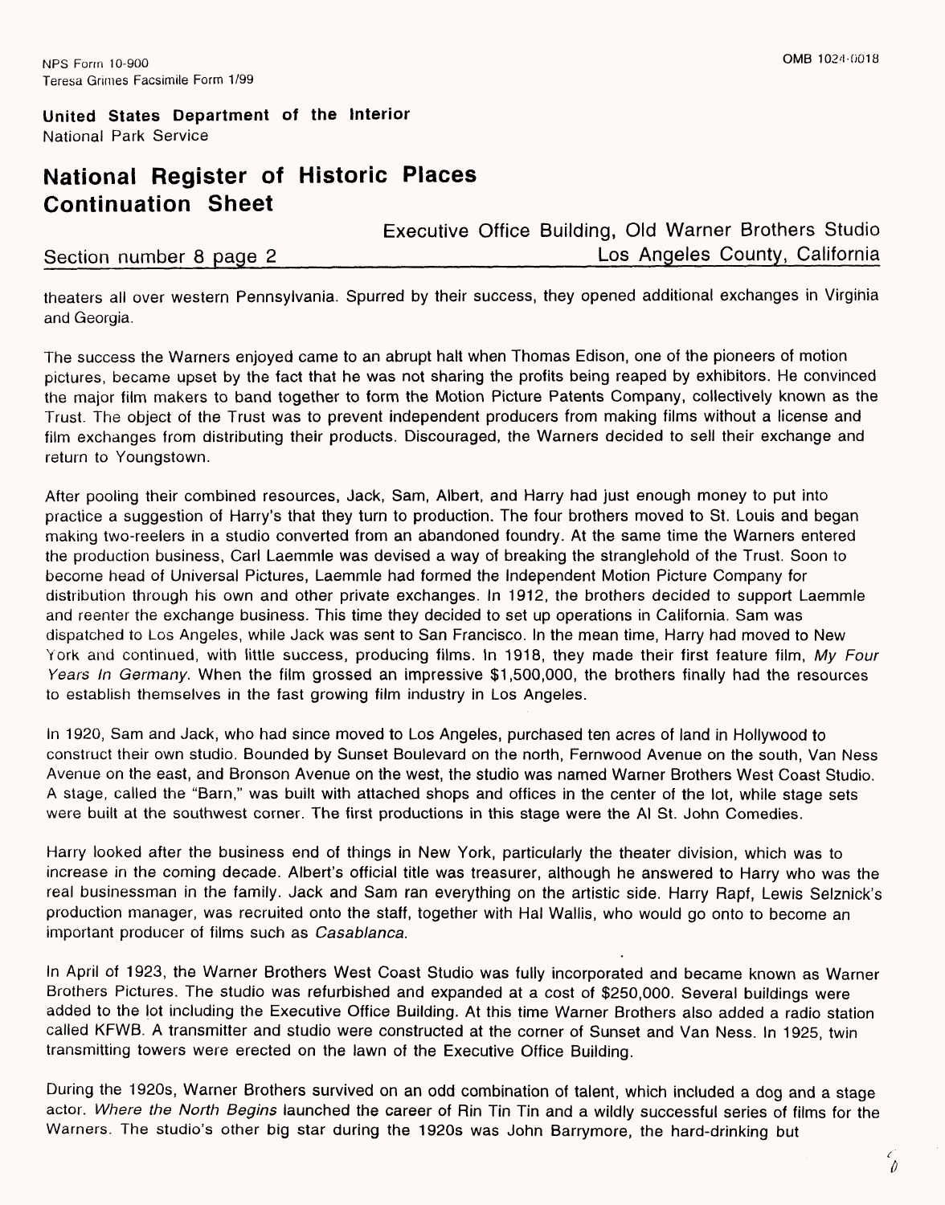theaters all over western Pennsylvania. Spurred by their success, they opened additional exchanges in Virginia and Georgia.

The success the Warners enjoyed came to an abrupt halt when Thomas Edison, one of the pioneers of motion pictures, became upset by the fact that he was not sharing the profits being reaped by exhibitors. He convinced the major film makers to band together to form the Motion Picture Patents Company, collectively known as the Trust. The object of the Trust was to prevent independent producers from making films without a license and film exchanges from distributing their products. Discouraged, the Warners decided to sell their exchange and return to Youngstown.

After pooling their combined resources, Jack, Sam, Albert, and Harry had just enough money to put into practice a suggestion of Harry's that they turn to production. The four brothers moved to St. Louis and began making two-reelers in a studio converted from an abandoned foundry. At the same time the Warners entered the production business, Carl Laemmle was devised a way of breaking the stranglehold of the Trust. Soon to become head of Universal Pictures, Laemmle had formed the Independent Motion Picture Company for distribution through his own and other private exchanges. In 1912, the brothers decided to support Laemmle and reenter the exchange business. This time they decided to set up operations in California. Sam was dispatched to Los Angeles, while Jack was sent to San Francisco. In the mean time, Harry had moved to New York and continued, with little success, producing films. In 1918, they made their first feature film, *My Four Years In Germany*. When the film grossed an impressive $1,500,000, the brothers finally had the resources to establish themselves in the fast growing film industry in Los Angeles.

In 1920, Sam and Jack, who had since moved to Los Angeles, purchased ten acres of land in Hollywood to construct their own studio. Bounded by Sunset Boulevard on the north, Fernwood Avenue on the south, Van Ness Avenue on the east, and Bronson Avenue on the west, the studio was named Warner Brothers West Coast Studio. A stage, called the "Barn," was built with attached shops and offices in the center of the lot, while stage sets were built at the southwest corner. The first productions in this stage were the Al St. John Comedies.

Harry looked after the business end of things in New York, particularly the theater division, which was to increase in the coming decade. Albert's official title was treasurer, although he answered to Harry who was the real businessman in the family. Jack and Sam ran everything on the artistic side. Harry Rapf, Lewis Selznick's production manager, was recruited onto the staff, together with Hal Wallis, who would go onto to become an important producer of films such as *Casablanca*.

In April of 1923, the Warner Brothers West Coast Studio was fully incorporated and became known as Warner Brothers Pictures. The studio was refurbished and expanded at a cost of $250,000. Several buildings were added to the lot including the Executive Office Building. At this time Warner Brothers also added a radio station called KFWB. A transmitter and studio were constructed at the corner of Sunset and Van Ness. In 1925, twin transmitting towers were erected on the lawn of the Executive Office Building.

During the 1920s, Warner Brothers survived on an odd combination of talent, which included a dog and a stage actor. *Where the North Begins* launched the career of Rin Tin Tin and a wildly successful series of films for the Warners. The studio's other big star during the 1920s was John Barrymore, the hard-drinking but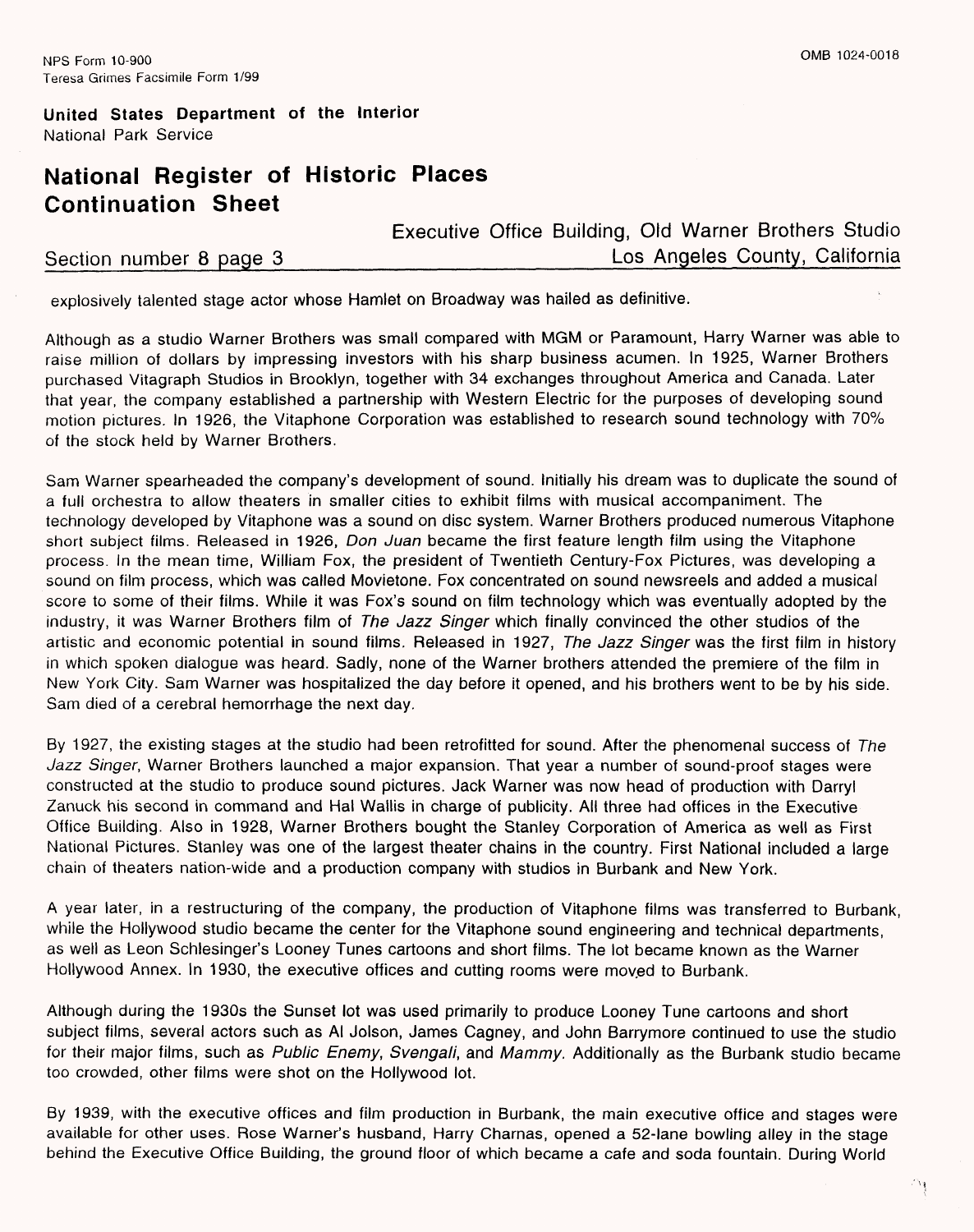explosively talented stage actor whose Hamlet on Broadway was hailed as definitive.

Although as a studio Warner Brothers was small compared with MGM or Paramount, Harry Warner was able to raise million of dollars by impressing investors with his sharp business acumen. In 1925, Warner Brothers purchased Vitagraph Studios in Brooklyn, together with 34 exchanges throughout America and Canada. Later that year, the company established a partnership with Western Electric for the purposes of developing sound motion pictures. In 1926, the Vitaphone Corporation was established to research sound technology with 70% of the stock held by Warner Brothers.

Sam Warner spearheaded the company's development of sound. Initially his dream was to duplicate the sound of a full orchestra to allow theaters in smaller cities to exhibit films with musical accompaniment. The technology developed by Vitaphone was a sound on disc system. Warner Brothers produced numerous Vitaphone short subject films. Released in 1926, *Don Juan* became the first feature length film using the Vitaphone process. In the mean time, William Fox, the president of Twentieth Century-Fox Pictures, was developing a sound on film process, which was called Movietone. Fox concentrated on sound newsreels and added a musical score to some of their films. While it was Fox's sound on film technology which was eventually adopted by the industry, it was Warner Brothers film of *The Jazz Singer* which finally convinced the other studios of the artistic and economic potential in sound films. Released in 1927, *The Jazz Singer* was the first film in history in which spoken dialogue was heard. Sadly, none of the Warner brothers attended the premiere of the film in New York City. Sam Warner was hospitalized the day before it opened, and his brothers went to be by his side. Sam died of a cerebral hemorrhage the next day.

By 1927, the existing stages at the studio had been retrofitted for sound. After the phenomenal success of *The Jazz Singer*, Warner Brothers launched a major expansion. That year a number of sound-proof stages were constructed at the studio to produce sound pictures. Jack Warner was now head of production with Darryl Zanuck his second in command and Hal Wallis in charge of publicity. All three had offices in the Executive Office Building. Also in 1928, Warner Brothers bought the Stanley Corporation of America as well as First National Pictures. Stanley was one of the largest theater chains in the country. First National included a large chain of theaters nation-wide and a production company with studios in Burbank and New York.

A year later, in a restructuring of the company, the production of Vitaphone films was transferred to Burbank, while the Hollywood studio became the center for the Vitaphone sound engineering and technical departments, as well as Leon Schlesinger's Looney Tunes cartoons and short films. The lot became known as the Warner Hollywood Annex. In 1930, the executive offices and cutting rooms were moved to Burbank.

Although during the 1930s the Sunset lot was used primarily to produce Looney Tune cartoons and short subject films, several actors such as Al Jolson, James Cagney, and John Barrymore continued to use the studio for their major films, such as *Public Enemy*, *Svengali*, and *Mammy.* Additionally as the Burbank studio became too crowded, other films were shot on the Hollywood lot.

By 1939, with the executive offices and film production in Burbank, the main executive office and stages were available for other uses. Rose Warner's husband, Harry Charnas, opened a 52-lane bowling alley in the stage behind the Executive Office Building, the ground floor of which became a cafe and soda fountain. During World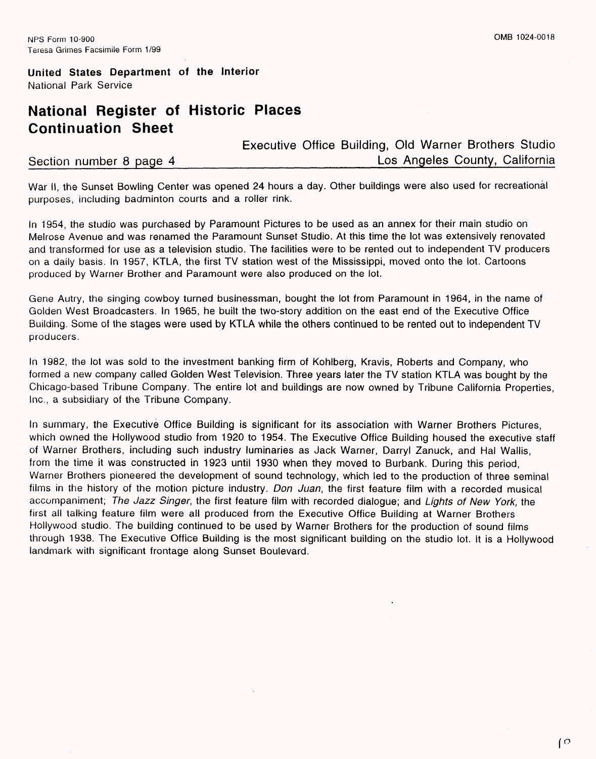War II, the Sunset Bowling Center was opened 24 hours a day. Other buildings were also used for recreational purposes, including badminton courts and a roller rink.

In 1954, the studio was purchased by Paramount Pictures to be used as an annex for their main studio on Melrose Avenue and was renamed the Paramount Sunset Studio. At this time the lot was extensively renovated and transformed for use as a television studio. The facilities were to be rented out to independent TV producers on a daily basis. In 1957, KTLA, the first TV station west of the Mississippi, moved onto the lot. Cartoons produced by Warner Brother and Paramount were also produced on the lot.

Gene Autry, the singing cowboy turned businessman, bought the lot from Paramount in 1964, in the name of Golden West Broadcasters. In 1965, he built the two-story addition on the east end of the Executive Office Building. Some of the stages were used by KTLA while the others continued to be rented out to independent TV producers.

In 1982, the lot was sold to the investment banking firm of Kohlberg, Kravis, Roberts and Company, who formed a new company called Golden West Television. Three years later the TV station KTLA was bought by the Chicago-based Tribune Company. The entire lot and buildings are now owned by Tribune California Properties, Inc., a subsidiary of the Tribune Company.

In summary, the Executive Office Building is significant for its association with Warner Brothers Pictures, which owned the Hollywood studio from 1920 to 1954. The Executive Office Building housed the executive staff of Warner Brothers, including such industry luminaries as Jack Warner, Darryl Zanuck, and Hal Wallis, from the time it was constructed in 1923 until 1930 when they moved to Burbank. During this period, Warner Brothers pioneered the development of sound technology, which led to the production of three seminal films in the history of the motion picture industry. *Don Juan*, the first feature film with a recorded musical accompaniment; *The Jazz Singer*, the first feature film with recorded dialogue; and *Lights of New York,* the first all talking feature film were all produced from the Executive Office Building at Warner Brothers Hollywood studio. The building continued to be used by Warner Brothers for the production of sound films through 1938. The Executive Office Building is the most significant building on the studio lot. It is a Hollywood landmark with significant frontage along Sunset Boulevard.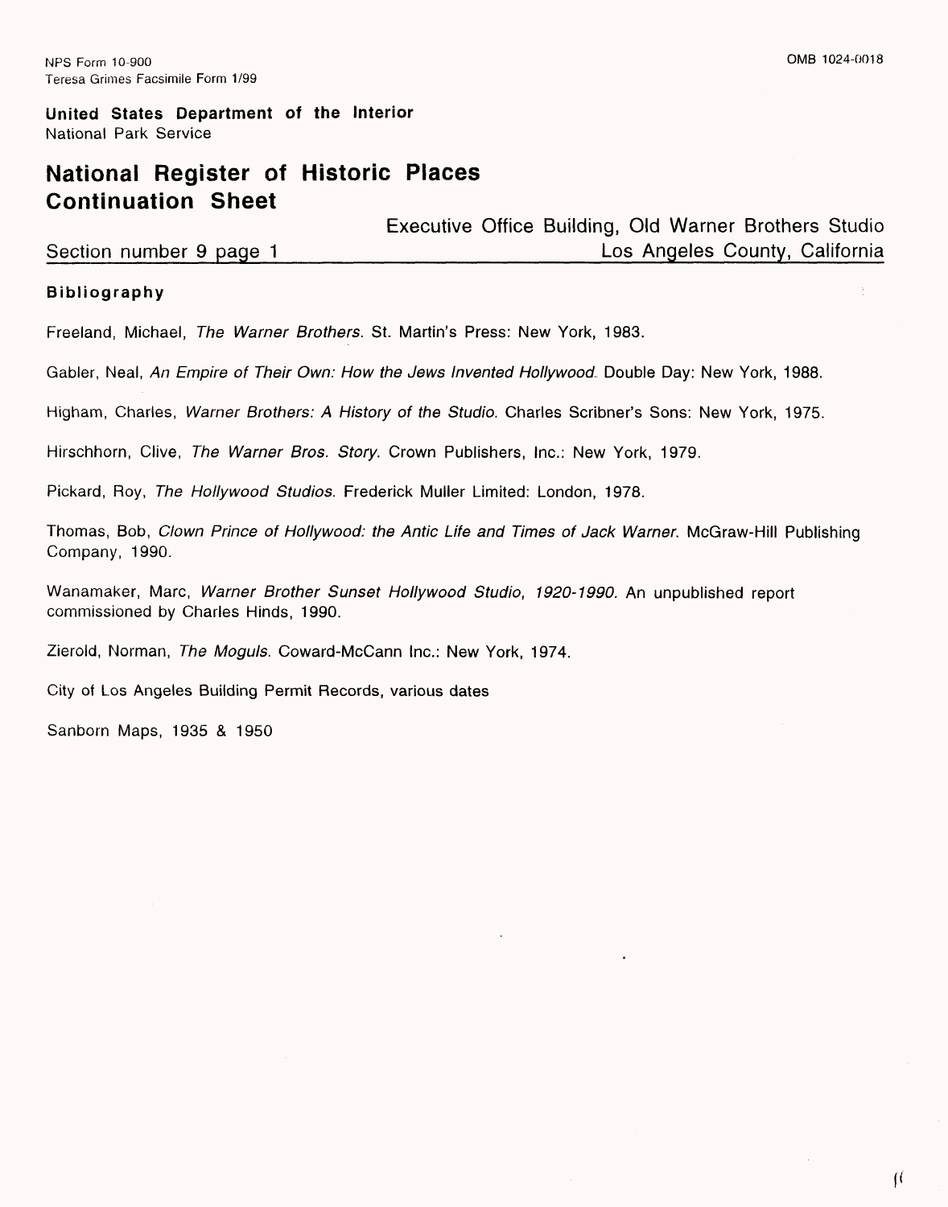NPS Form 10-900
Teresa Grimes Facsimile Form 1/99

OMB 1024-0018

**United States Department of the Interior**
National Park Service

## National Register of Historic Places Continuation Sheet

Executive Office Building, Old Warner Brothers Studio

Section number 9 page 1 — Los Angeles County, California

**Bibliography**

Freeland, Michael, *The Warner Brothers*. St. Martin's Press: New York, 1983.

Gabler, Neal, *An Empire of Their Own: How the Jews Invented Hollywood*. Double Day: New York, 1988.

Higham, Charles, *Warner Brothers: A History of the Studio*. Charles Scribner's Sons: New York, 1975.

Hirschhorn, Clive, *The Warner Bros. Story*. Crown Publishers, Inc.: New York, 1979.

Pickard, Roy, *The Hollywood Studios*. Frederick Muller Limited: London, 1978.

Thomas, Bob, *Clown Prince of Hollywood: the Antic Life and Times of Jack Warner*. McGraw-Hill Publishing Company, 1990.

Wanamaker, Marc, *Warner Brother Sunset Hollywood Studio, 1920-1990*. An unpublished report commissioned by Charles Hinds, 1990.

Zierold, Norman, *The Moguls*. Coward-McCann Inc.: New York, 1974.

City of Los Angeles Building Permit Records, various dates

Sanborn Maps, 1935 & 1950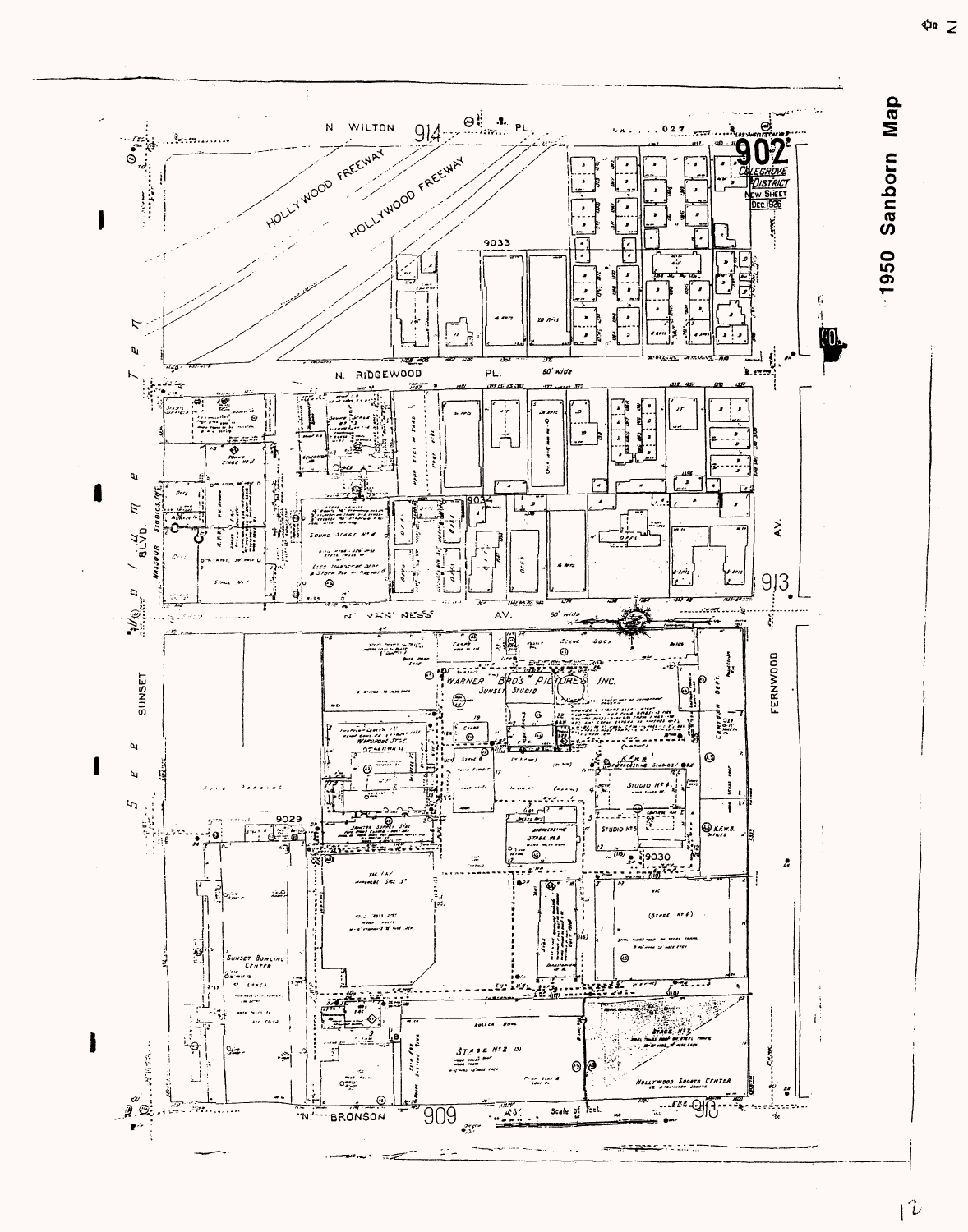# 1950 Sanborn Map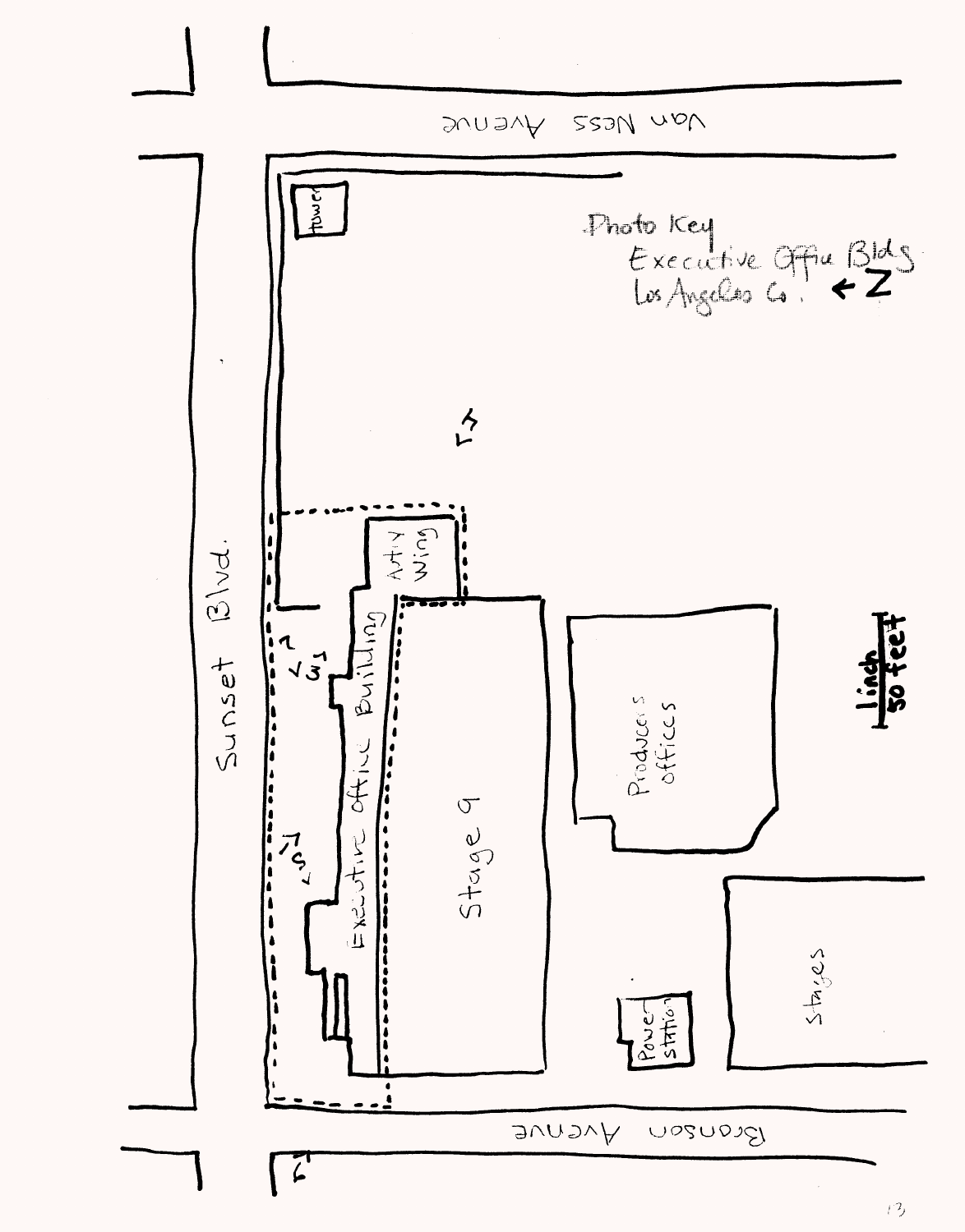Van Ness Avenue

Tower

Photo Key
Executive Office Bldg
Los Angeles Co.

Sunset Blvd.

Arty Wing

Executive Office Building

Stage 9

Producers offices

1 inch
50 feet

Power station

Stages

Bronson Avenue